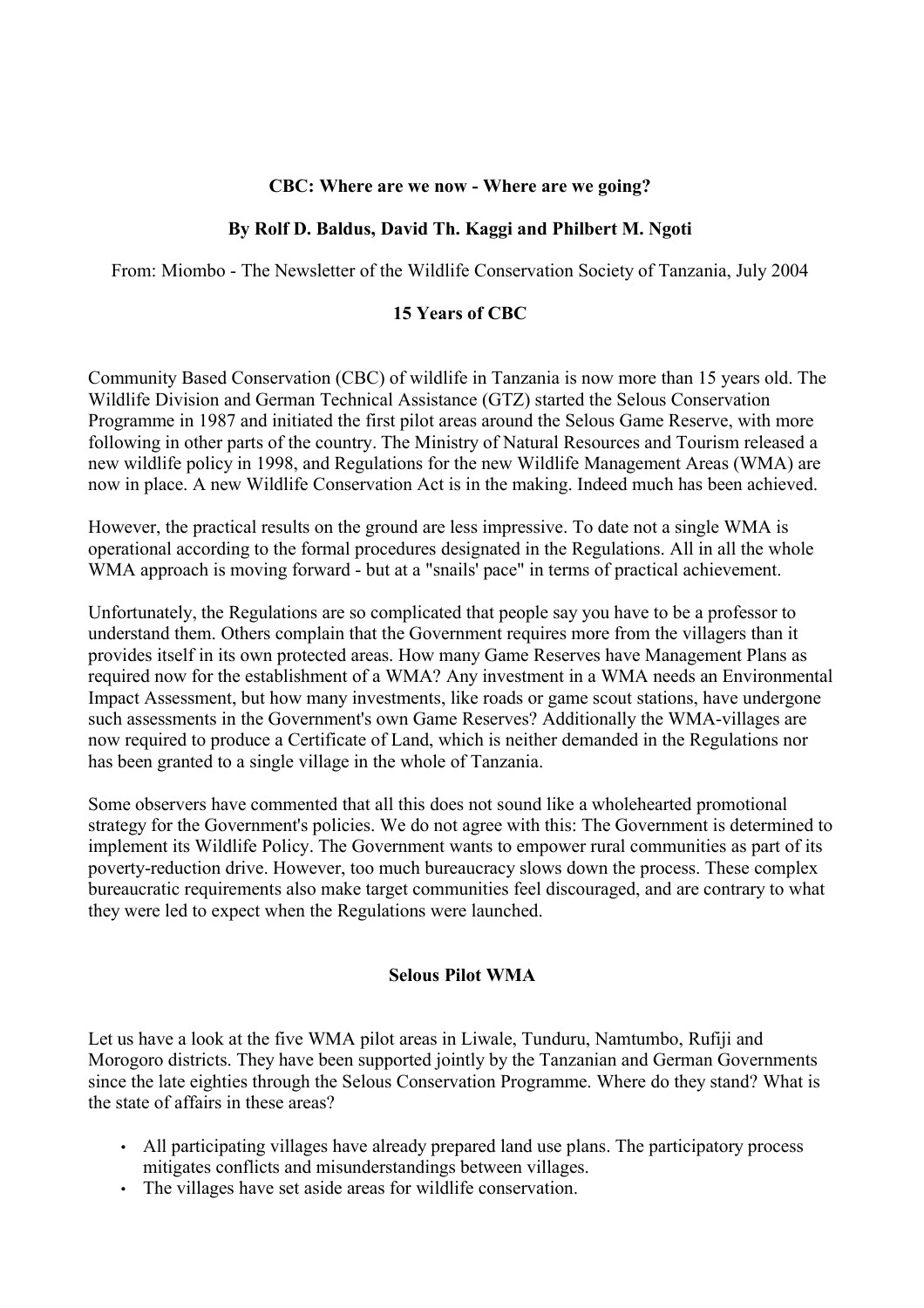# CBC: Where are we now - Where are we going?

**By Rolf D. Baldus, David Th. Kaggi and Philbert M. Ngoti**

From: Miombo - The Newsletter of the Wildlife Conservation Society of Tanzania, July 2004

## 15 Years of CBC

Community Based Conservation (CBC) of wildlife in Tanzania is now more than 15 years old. The Wildlife Division and German Technical Assistance (GTZ) started the Selous Conservation Programme in 1987 and initiated the first pilot areas around the Selous Game Reserve, with more following in other parts of the country. The Ministry of Natural Resources and Tourism released a new wildlife policy in 1998, and Regulations for the new Wildlife Management Areas (WMA) are now in place. A new Wildlife Conservation Act is in the making. Indeed much has been achieved.

However, the practical results on the ground are less impressive. To date not a single WMA is operational according to the formal procedures designated in the Regulations. All in all the whole WMA approach is moving forward - but at a "snails' pace" in terms of practical achievement.

Unfortunately, the Regulations are so complicated that people say you have to be a professor to understand them. Others complain that the Government requires more from the villagers than it provides itself in its own protected areas. How many Game Reserves have Management Plans as required now for the establishment of a WMA? Any investment in a WMA needs an Environmental Impact Assessment, but how many investments, like roads or game scout stations, have undergone such assessments in the Government's own Game Reserves? Additionally the WMA-villages are now required to produce a Certificate of Land, which is neither demanded in the Regulations nor has been granted to a single village in the whole of Tanzania.

Some observers have commented that all this does not sound like a wholehearted promotional strategy for the Government's policies. We do not agree with this: The Government is determined to implement its Wildlife Policy. The Government wants to empower rural communities as part of its poverty-reduction drive. However, too much bureaucracy slows down the process. These complex bureaucratic requirements also make target communities feel discouraged, and are contrary to what they were led to expect when the Regulations were launched.

## Selous Pilot WMA

Let us have a look at the five WMA pilot areas in Liwale, Tunduru, Namtumbo, Rufiji and Morogoro districts. They have been supported jointly by the Tanzanian and German Governments since the late eighties through the Selous Conservation Programme. Where do they stand? What is the state of affairs in these areas?

- All participating villages have already prepared land use plans. The participatory process mitigates conflicts and misunderstandings between villages.
- The villages have set aside areas for wildlife conservation.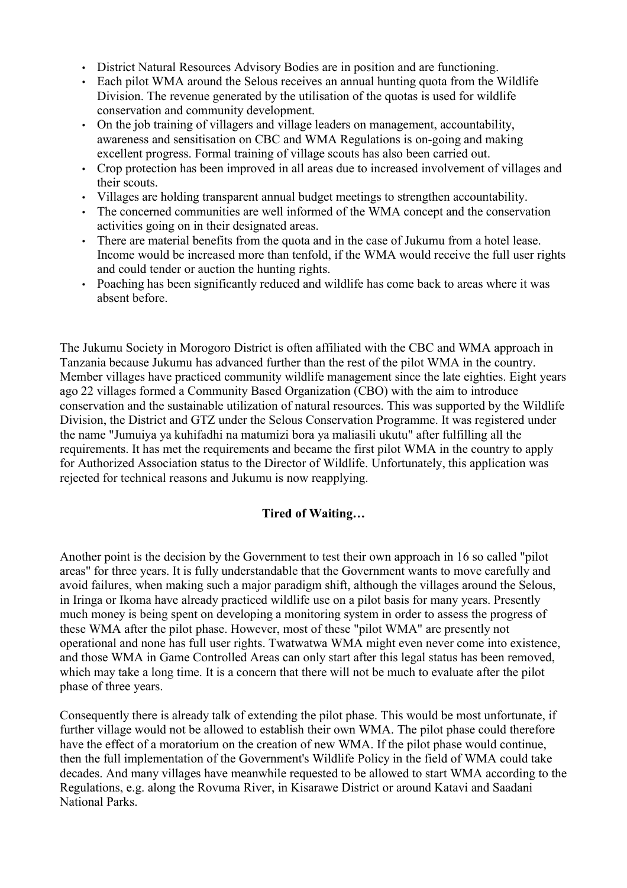- District Natural Resources Advisory Bodies are in position and are functioning.
- Each pilot WMA around the Selous receives an annual hunting quota from the Wildlife Division. The revenue generated by the utilisation of the quotas is used for wildlife conservation and community development.
- On the job training of villagers and village leaders on management, accountability, awareness and sensitisation on CBC and WMA Regulations is on-going and making excellent progress. Formal training of village scouts has also been carried out.
- Crop protection has been improved in all areas due to increased involvement of villages and their scouts.
- Villages are holding transparent annual budget meetings to strengthen accountability.
- The concerned communities are well informed of the WMA concept and the conservation activities going on in their designated areas.
- There are material benefits from the quota and in the case of Jukumu from a hotel lease. Income would be increased more than tenfold, if the WMA would receive the full user rights and could tender or auction the hunting rights.
- Poaching has been significantly reduced and wildlife has come back to areas where it was absent before.

The Jukumu Society in Morogoro District is often affiliated with the CBC and WMA approach in Tanzania because Jukumu has advanced further than the rest of the pilot WMA in the country. Member villages have practiced community wildlife management since the late eighties. Eight years ago 22 villages formed a Community Based Organization (CBO) with the aim to introduce conservation and the sustainable utilization of natural resources. This was supported by the Wildlife Division, the District and GTZ under the Selous Conservation Programme. It was registered under the name "Jumuiya ya kuhifadhi na matumizi bora ya maliasili ukutu" after fulfilling all the requirements. It has met the requirements and became the first pilot WMA in the country to apply for Authorized Association status to the Director of Wildlife. Unfortunately, this application was rejected for technical reasons and Jukumu is now reapplying.

**Tired of Waiting…**

Another point is the decision by the Government to test their own approach in 16 so called "pilot areas" for three years. It is fully understandable that the Government wants to move carefully and avoid failures, when making such a major paradigm shift, although the villages around the Selous, in Iringa or Ikoma have already practiced wildlife use on a pilot basis for many years. Presently much money is being spent on developing a monitoring system in order to assess the progress of these WMA after the pilot phase. However, most of these "pilot WMA" are presently not operational and none has full user rights. Twatwatwa WMA might even never come into existence, and those WMA in Game Controlled Areas can only start after this legal status has been removed, which may take a long time. It is a concern that there will not be much to evaluate after the pilot phase of three years.

Consequently there is already talk of extending the pilot phase. This would be most unfortunate, if further village would not be allowed to establish their own WMA. The pilot phase could therefore have the effect of a moratorium on the creation of new WMA. If the pilot phase would continue, then the full implementation of the Government's Wildlife Policy in the field of WMA could take decades. And many villages have meanwhile requested to be allowed to start WMA according to the Regulations, e.g. along the Rovuma River, in Kisarawe District or around Katavi and Saadani National Parks.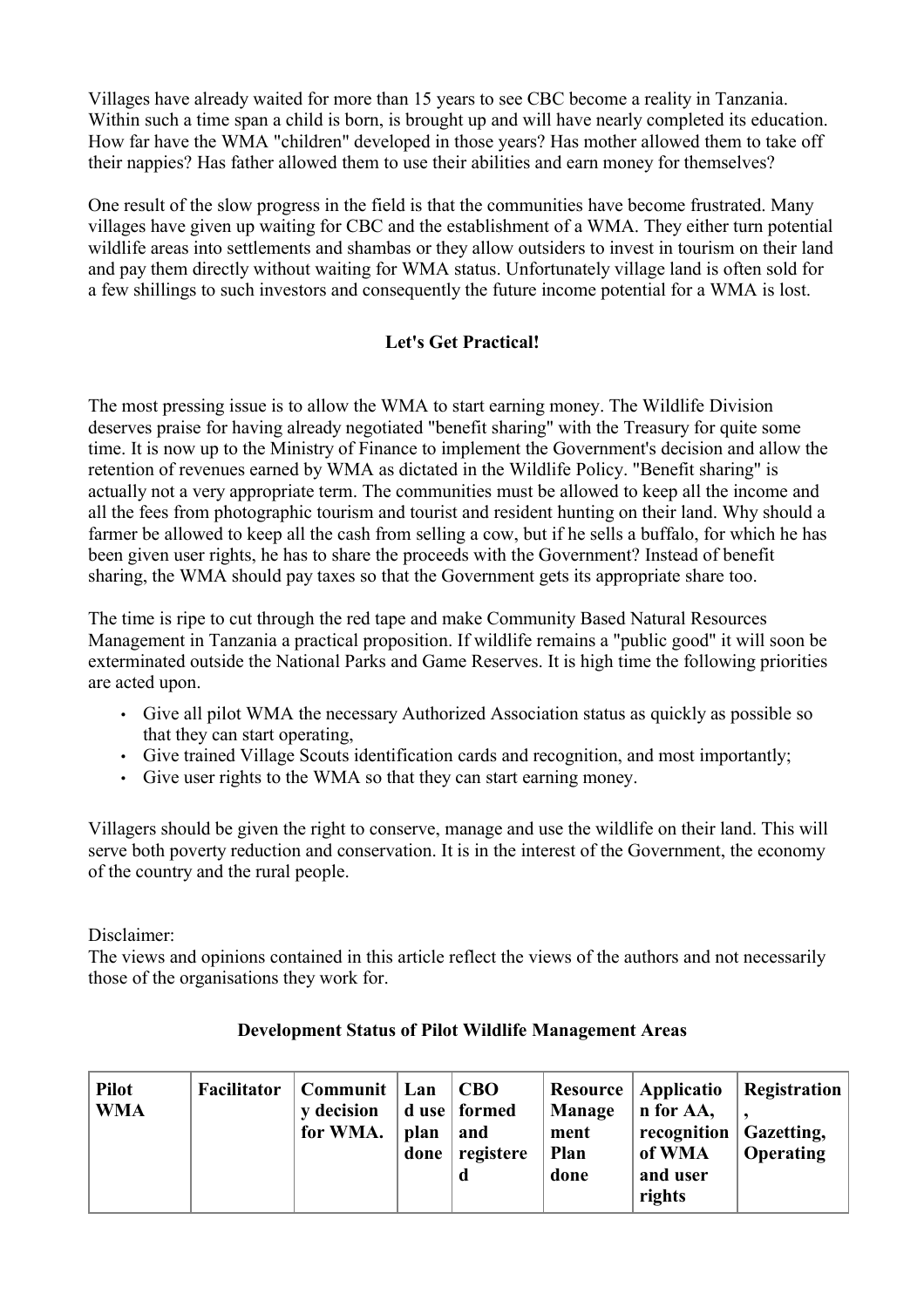Villages have already waited for more than 15 years to see CBC become a reality in Tanzania. Within such a time span a child is born, is brought up and will have nearly completed its education. How far have the WMA "children" developed in those years? Has mother allowed them to take off their nappies? Has father allowed them to use their abilities and earn money for themselves?

One result of the slow progress in the field is that the communities have become frustrated. Many villages have given up waiting for CBC and the establishment of a WMA. They either turn potential wildlife areas into settlements and shambas or they allow outsiders to invest in tourism on their land and pay them directly without waiting for WMA status. Unfortunately village land is often sold for a few shillings to such investors and consequently the future income potential for a WMA is lost.

**Let's Get Practical!**

The most pressing issue is to allow the WMA to start earning money. The Wildlife Division deserves praise for having already negotiated "benefit sharing" with the Treasury for quite some time. It is now up to the Ministry of Finance to implement the Government's decision and allow the retention of revenues earned by WMA as dictated in the Wildlife Policy. "Benefit sharing" is actually not a very appropriate term. The communities must be allowed to keep all the income and all the fees from photographic tourism and tourist and resident hunting on their land. Why should a farmer be allowed to keep all the cash from selling a cow, but if he sells a buffalo, for which he has been given user rights, he has to share the proceeds with the Government? Instead of benefit sharing, the WMA should pay taxes so that the Government gets its appropriate share too.

The time is ripe to cut through the red tape and make Community Based Natural Resources Management in Tanzania a practical proposition. If wildlife remains a "public good" it will soon be exterminated outside the National Parks and Game Reserves. It is high time the following priorities are acted upon.

- Give all pilot WMA the necessary Authorized Association status as quickly as possible so that they can start operating,
- Give trained Village Scouts identification cards and recognition, and most importantly;
- Give user rights to the WMA so that they can start earning money.

Villagers should be given the right to conserve, manage and use the wildlife on their land. This will serve both poverty reduction and conservation. It is in the interest of the Government, the economy of the country and the rural people.

Disclaimer:
The views and opinions contained in this article reflect the views of the authors and not necessarily those of the organisations they work for.

**Development Status of Pilot Wildlife Management Areas**

| Pilot WMA | Facilitator | Community decision for WMA. | Land use plan done | CBO formed and registered | Resource Management Plan done | Application for AA, recognition of WMA and user rights | Registration, Gazetting, Operating |
|---|---|---|---|---|---|---|---|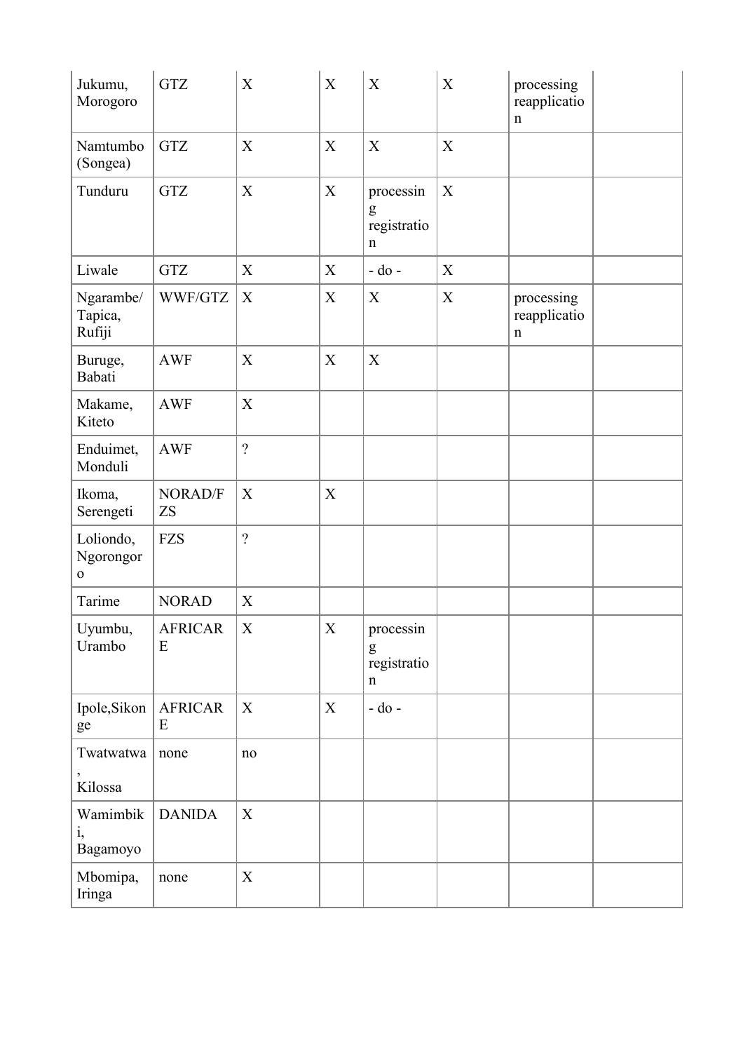| | | | | | | | |
|---|---|---|---|---|---|---|---|
| Jukumu, Morogoro | GTZ | X | X | X | X | processing reapplication | |
| Namtumbo (Songea) | GTZ | X | X | X | X | | |
| Tunduru | GTZ | X | X | processing registration | X | | |
| Liwale | GTZ | X | X | - do - | X | | |
| Ngarambe/ Tapica, Rufiji | WWF/GTZ | X | X | X | X | processing reapplication | |
| Buruge, Babati | AWF | X | X | X | | | |
| Makame, Kiteto | AWF | X | | | | | |
| Enduimet, Monduli | AWF | ? | | | | | |
| Ikoma, Serengeti | NORAD/FZS | X | X | | | | |
| Loliondo, Ngorongoro | FZS | ? | | | | | |
| Tarime | NORAD | X | | | | | |
| Uyumbu, Urambo | AFRICARE | X | X | processing registration | | | |
| Ipole,Sikonge | AFRICARE | X | X | - do - | | | |
| Twatwatwa, Kilossa | none | no | | | | | |
| Wamimbiki, Bagamoyo | DANIDA | X | | | | | |
| Mbomipa, Iringa | none | X | | | | | |